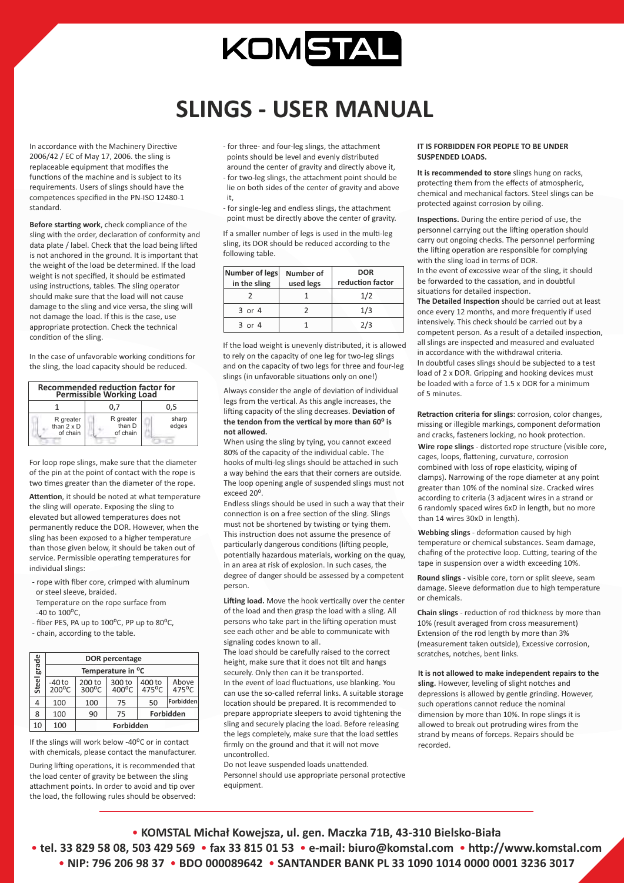# KOMSTAL

# SLINGS - USER MANUAL

In accordance with the Machinery Directive 2006/42 / EC of May 17, 2006. the sling is replaceable equipment that modifies the functions of the machine and is subject to its requirements. Users of slings should have the competences specified in the PN-ISO 12480-1 standard.

**Before starting work**, check compliance of the sling with the order, declaration of conformity and data plate / label. Check that the load being lifted is not anchored in the ground. It is important that the weight of the load be determined. If the load weight is not specified, it should be estimated using instructions, tables. The sling operator should make sure that the load will not cause damage to the sling and vice versa, the sling will not damage the load. If this is the case, use appropriate protection. Check the technical condition of the sling.

In the case of unfavorable working conditions for the sling, the load capacity should be reduced.

| Recommended reduction factor for Permissible Working Load | | |
|---|---|---|
| 1 | 0,7 | 0,5 |
| R greater than 2 x D of chain | R greater than D of chain | sharp edges |

For loop rope slings, make sure that the diameter of the pin at the point of contact with the rope is two times greater than the diameter of the rope.

**Attention**, it should be noted at what temperature the sling will operate. Exposing the sling to elevated but allowed temperatures does not permanently reduce the DOR. However, when the sling has been exposed to a higher temperature than those given below, it should be taken out of service. Permissible operating temperatures for individual slings:

- rope with fiber core, crimped with aluminum or steel sleeve, braided.
  Temperature on the rope surface from -40 to 100°C,
- fiber PES, PA up to 100°C, PP up to 80°C,
- chain, according to the table.

| Steel grade | DOR percentage | | | | |
|---|---|---|---|---|---|
| | Temperature in °C | | | | |
| | -40 to 200°C | 200 to 300°C | 300 to 400°C | 400 to 475°C | Above 475°C |
| 4 | 100 | 100 | 75 | 50 | Forbidden |
| 8 | 100 | 90 | 75 | Forbidden | |
| 10 | 100 | Forbidden | | | |

If the slings will work below -40°C or in contact with chemicals, please contact the manufacturer.

During lifting operations, it is recommended that the load center of gravity be between the sling attachment points. In order to avoid and tip over the load, the following rules should be observed:

- for three- and four-leg slings, the attachment points should be level and evenly distributed around the center of gravity and directly above it,
- for two-leg slings, the attachment point should be lie on both sides of the center of gravity and above it,
- for single-leg and endless slings, the attachment point must be directly above the center of gravity.

If a smaller number of legs is used in the multi-leg sling, its DOR should be reduced according to the following table.

| Number of legs in the sling | Number of used legs | DOR reduction factor |
|---|---|---|
| 2 | 1 | 1/2 |
| 3 or 4 | 2 | 1/3 |
| 3 or 4 | 1 | 2/3 |

If the load weight is unevenly distributed, it is allowed to rely on the capacity of one leg for two-leg slings and on the capacity of two legs for three and four-leg slings (in unfavorable situations only on one!)

Always consider the angle of deviation of individual legs from the vertical. As this angle increases, the lifting capacity of the sling decreases. **Deviation of the tendon from the vertical by more than 60° is not allowed.**

When using the sling by tying, you cannot exceed 80% of the capacity of the individual cable. The hooks of multi-leg slings should be attached in such a way behind the ears that their corners are outside. The loop opening angle of suspended slings must not exceed 20°.

Endless slings should be used in such a way that their connection is on a free section of the sling. Slings must not be shortened by twisting or tying them. This instruction does not assume the presence of particularly dangerous conditions (lifting people, potentially hazardous materials, working on the quay, in an area at risk of explosion. In such cases, the degree of danger should be assessed by a competent person.

**Lifting load.** Move the hook vertically over the center of the load and then grasp the load with a sling. All persons who take part in the lifting operation must see each other and be able to communicate with signaling codes known to all.

The load should be carefully raised to the correct height, make sure that it does not tilt and hangs securely. Only then can it be transported.

In the event of load fluctuations, use blanking. You can use the so-called referral links. A suitable storage location should be prepared. It is recommended to prepare appropriate sleepers to avoid tightening the sling and securely placing the load. Before releasing the legs completely, make sure that the load settles firmly on the ground and that it will not move uncontrolled.

Do not leave suspended loads unattended.

Personnel should use appropriate personal protective equipment.

**IT IS FORBIDDEN FOR PEOPLE TO BE UNDER SUSPENDED LOADS.**

**It is recommended to store** slings hung on racks, protecting them from the effects of atmospheric, chemical and mechanical factors. Steel slings can be protected against corrosion by oiling.

**Inspections.** During the entire period of use, the personnel carrying out the lifting operation should carry out ongoing checks. The personnel performing the lifting operation are responsible for complying with the sling load in terms of DOR.

In the event of excessive wear of the sling, it should be forwarded to the cassation, and in doubtful situations for detailed inspection.

**The Detailed Inspection** should be carried out at least once every 12 months, and more frequently if used intensively. This check should be carried out by a competent person. As a result of a detailed inspection, all slings are inspected and measured and evaluated in accordance with the withdrawal criteria.

In doubtful cases slings should be subjected to a test load of 2 x DOR. Gripping and hooking devices must be loaded with a force of 1.5 x DOR for a minimum of 5 minutes.

**Retraction criteria for slings**: corrosion, color changes, missing or illegible markings, component deformation and cracks, fasteners locking, no hook protection.

**Wire rope slings** - distorted rope structure (visible core, cages, loops, flattening, curvature, corrosion combined with loss of rope elasticity, wiping of clamps). Narrowing of the rope diameter at any point greater than 10% of the nominal size. Cracked wires according to criteria (3 adjacent wires in a strand or 6 randomly spaced wires 6xD in length, but no more than 14 wires 30xD in length).

**Webbing slings** - deformation caused by high temperature or chemical substances. Seam damage, chafing of the protective loop. Cutting, tearing of the tape in suspension over a width exceeding 10%.

**Round slings** - visible core, torn or split sleeve, seam damage. Sleeve deformation due to high temperature or chemicals.

**Chain slings** - reduction of rod thickness by more than 10% (result averaged from cross measurement) Extension of the rod length by more than 3% (measurement taken outside), Excessive corrosion, scratches, notches, bent links.

**It is not allowed to make independent repairs to the sling.** However, leveling of slight notches and depressions is allowed by gentle grinding. However, such operations cannot reduce the nominal dimension by more than 10%. In rope slings it is allowed to break out protruding wires from the strand by means of forceps. Repairs should be recorded.

**• KOMSTAL Michał Kowejsza, ul. gen. Maczka 71B, 43-310 Bielsko-Biała**
**• tel. 33 829 58 08, 503 429 569 • fax 33 815 01 53 • e-mail: biuro@komstal.com • http://www.komstal.com**
**• NIP: 796 206 98 37 • BDO 000089642 • SANTANDER BANK PL 33 1090 1014 0000 0001 3236 3017**